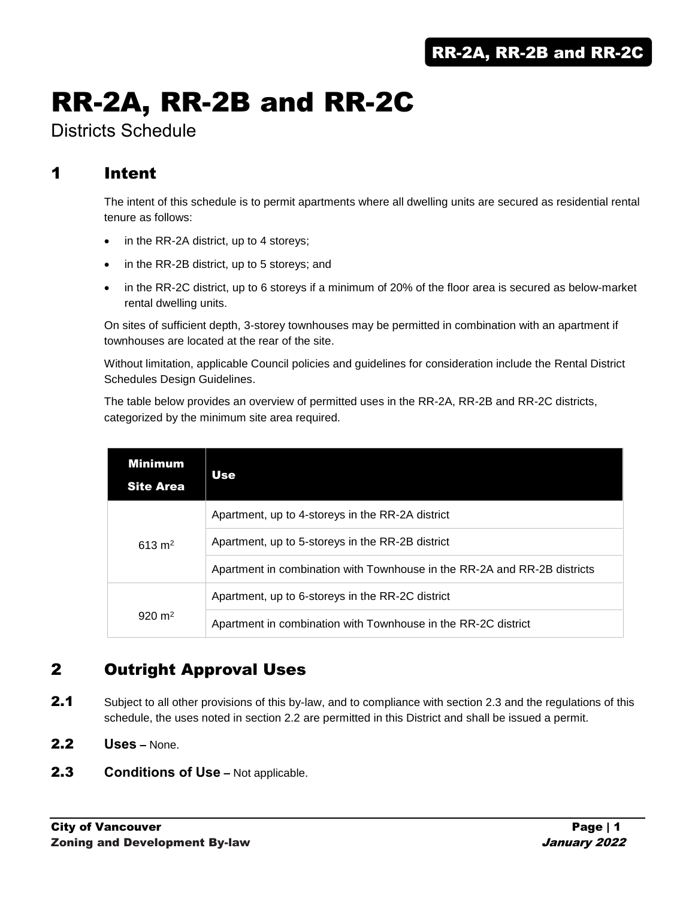# RR-2A, RR-2B and RR-2C

Districts Schedule

## 1 Intent

The intent of this schedule is to permit apartments where all dwelling units are secured as residential rental tenure as follows:

- in the RR-2A district, up to 4 storeys;
- in the RR-2B district, up to 5 storeys; and
- in the RR-2C district, up to 6 storeys if a minimum of 20% of the floor area is secured as below-market rental dwelling units.

On sites of sufficient depth, 3-storey townhouses may be permitted in combination with an apartment if townhouses are located at the rear of the site.

Without limitation, applicable Council policies and guidelines for consideration include the Rental District Schedules Design Guidelines.

The table below provides an overview of permitted uses in the RR-2A, RR-2B and RR-2C districts, categorized by the minimum site area required.

| Minimum Site Area | Use |
|---|---|
| 613 $m^2$ | Apartment, up to 4-storeys in the RR-2A district |
| | Apartment, up to 5-storeys in the RR-2B district |
| | Apartment in combination with Townhouse in the RR-2A and RR-2B districts |
| 920 $m^2$ | Apartment, up to 6-storeys in the RR-2C district |
| | Apartment in combination with Townhouse in the RR-2C district |

## 2 Outright Approval Uses

**2.1** Subject to all other provisions of this by-law, and to compliance with section 2.3 and the regulations of this schedule, the uses noted in section 2.2 are permitted in this District and shall be issued a permit.

**2.2 Uses –** None.

**2.3 Conditions of Use –** Not applicable.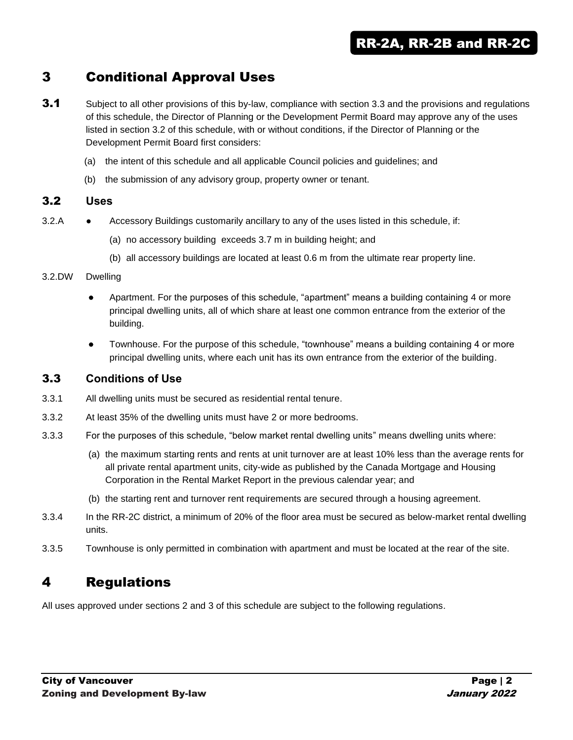# 3 Conditional Approval Uses

**3.1** Subject to all other provisions of this by-law, compliance with section 3.3 and the provisions and regulations of this schedule, the Director of Planning or the Development Permit Board may approve any of the uses listed in section 3.2 of this schedule, with or without conditions, if the Director of Planning or the Development Permit Board first considers:

(a) the intent of this schedule and all applicable Council policies and guidelines; and

(b) the submission of any advisory group, property owner or tenant.

## 3.2 Uses

3.2.A • Accessory Buildings customarily ancillary to any of the uses listed in this schedule, if:

(a) no accessory building exceeds 3.7 m in building height; and

(b) all accessory buildings are located at least 0.6 m from the ultimate rear property line.

3.2.DW Dwelling

- Apartment. For the purposes of this schedule, "apartment" means a building containing 4 or more principal dwelling units, all of which share at least one common entrance from the exterior of the building.
- Townhouse. For the purpose of this schedule, "townhouse" means a building containing 4 or more principal dwelling units, where each unit has its own entrance from the exterior of the building.

## 3.3 Conditions of Use

3.3.1 All dwelling units must be secured as residential rental tenure.

3.3.2 At least 35% of the dwelling units must have 2 or more bedrooms.

3.3.3 For the purposes of this schedule, "below market rental dwelling units" means dwelling units where:

(a) the maximum starting rents and rents at unit turnover are at least 10% less than the average rents for all private rental apartment units, city-wide as published by the Canada Mortgage and Housing Corporation in the Rental Market Report in the previous calendar year; and

(b) the starting rent and turnover rent requirements are secured through a housing agreement.

3.3.4 In the RR-2C district, a minimum of 20% of the floor area must be secured as below-market rental dwelling units.

3.3.5 Townhouse is only permitted in combination with apartment and must be located at the rear of the site.

# 4 Regulations

All uses approved under sections 2 and 3 of this schedule are subject to the following regulations.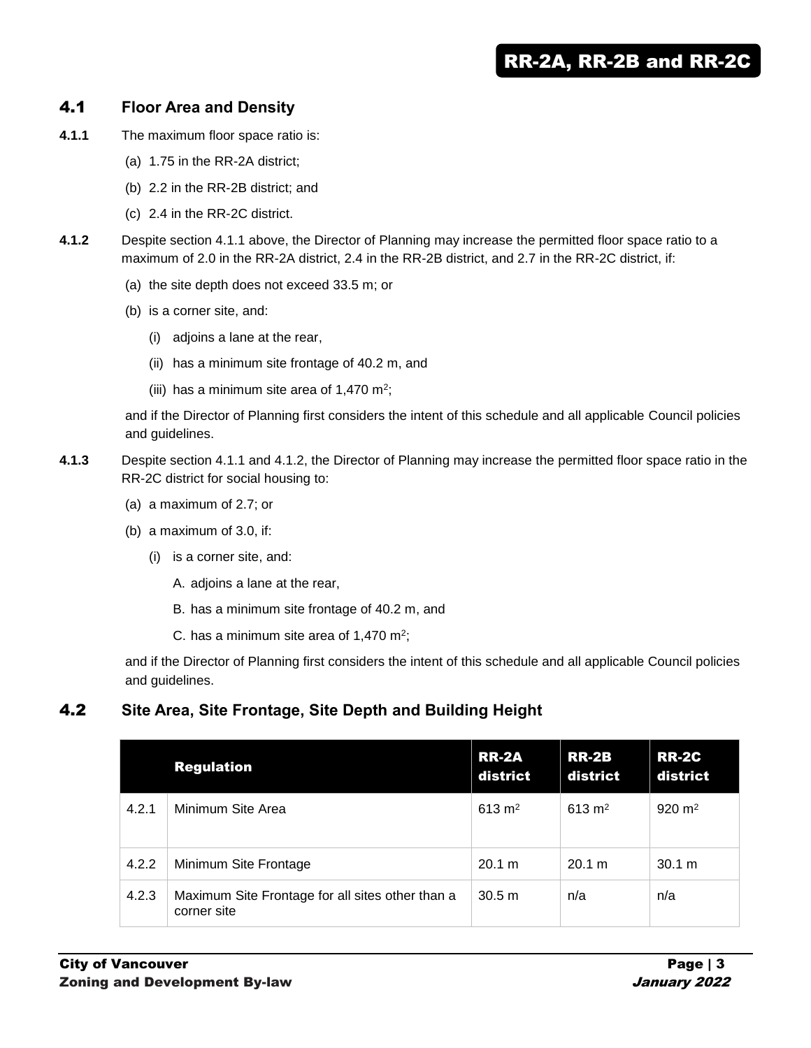## 4.1 Floor Area and Density

**4.1.1** The maximum floor space ratio is:

(a) 1.75 in the RR-2A district;

(b) 2.2 in the RR-2B district; and

(c) 2.4 in the RR-2C district.

**4.1.2** Despite section 4.1.1 above, the Director of Planning may increase the permitted floor space ratio to a maximum of 2.0 in the RR-2A district, 2.4 in the RR-2B district, and 2.7 in the RR-2C district, if:

(a) the site depth does not exceed 33.5 m; or

(b) is a corner site, and:

(i) adjoins a lane at the rear,

(ii) has a minimum site frontage of 40.2 m, and

(iii) has a minimum site area of 1,470 m$^2$;

and if the Director of Planning first considers the intent of this schedule and all applicable Council policies and guidelines.

**4.1.3** Despite section 4.1.1 and 4.1.2, the Director of Planning may increase the permitted floor space ratio in the RR-2C district for social housing to:

(a) a maximum of 2.7; or

(b) a maximum of 3.0, if:

(i) is a corner site, and:

A. adjoins a lane at the rear,

B. has a minimum site frontage of 40.2 m, and

C. has a minimum site area of 1,470 m$^2$;

and if the Director of Planning first considers the intent of this schedule and all applicable Council policies and guidelines.

## 4.2 Site Area, Site Frontage, Site Depth and Building Height

| | Regulation | RR-2A district | RR-2B district | RR-2C district |
|---|---|---|---|---|
| 4.2.1 | Minimum Site Area | 613 m$^2$ | 613 m$^2$ | 920 m$^2$ |
| 4.2.2 | Minimum Site Frontage | 20.1 m | 20.1 m | 30.1 m |
| 4.2.3 | Maximum Site Frontage for all sites other than a corner site | 30.5 m | n/a | n/a |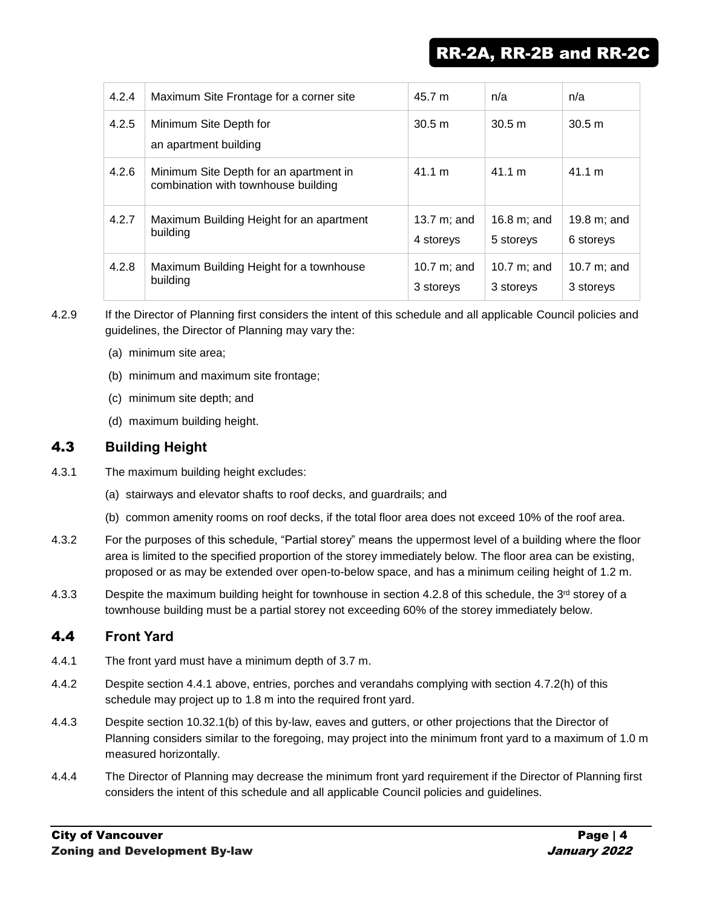| 4.2.4 | Maximum Site Frontage for a corner site | 45.7 m | n/a | n/a |
|---|---|---|---|---|
| 4.2.5 | Minimum Site Depth for an apartment building | 30.5 m | 30.5 m | 30.5 m |
| 4.2.6 | Minimum Site Depth for an apartment in combination with townhouse building | 41.1 m | 41.1 m | 41.1 m |
| 4.2.7 | Maximum Building Height for an apartment building | 13.7 m; and 4 storeys | 16.8 m; and 5 storeys | 19.8 m; and 6 storeys |
| 4.2.8 | Maximum Building Height for a townhouse building | 10.7 m; and 3 storeys | 10.7 m; and 3 storeys | 10.7 m; and 3 storeys |

4.2.9 If the Director of Planning first considers the intent of this schedule and all applicable Council policies and guidelines, the Director of Planning may vary the:

(a) minimum site area;

(b) minimum and maximum site frontage;

(c) minimum site depth; and

(d) maximum building height.

## 4.3 Building Height

4.3.1 The maximum building height excludes:

(a) stairways and elevator shafts to roof decks, and guardrails; and

(b) common amenity rooms on roof decks, if the total floor area does not exceed 10% of the roof area.

4.3.2 For the purposes of this schedule, "Partial storey" means the uppermost level of a building where the floor area is limited to the specified proportion of the storey immediately below. The floor area can be existing, proposed or as may be extended over open-to-below space, and has a minimum ceiling height of 1.2 m.

4.3.3 Despite the maximum building height for townhouse in section 4.2.8 of this schedule, the 3rd storey of a townhouse building must be a partial storey not exceeding 60% of the storey immediately below.

## 4.4 Front Yard

4.4.1 The front yard must have a minimum depth of 3.7 m.

4.4.2 Despite section 4.4.1 above, entries, porches and verandahs complying with section 4.7.2(h) of this schedule may project up to 1.8 m into the required front yard.

4.4.3 Despite section 10.32.1(b) of this by-law, eaves and gutters, or other projections that the Director of Planning considers similar to the foregoing, may project into the minimum front yard to a maximum of 1.0 m measured horizontally.

4.4.4 The Director of Planning may decrease the minimum front yard requirement if the Director of Planning first considers the intent of this schedule and all applicable Council policies and guidelines.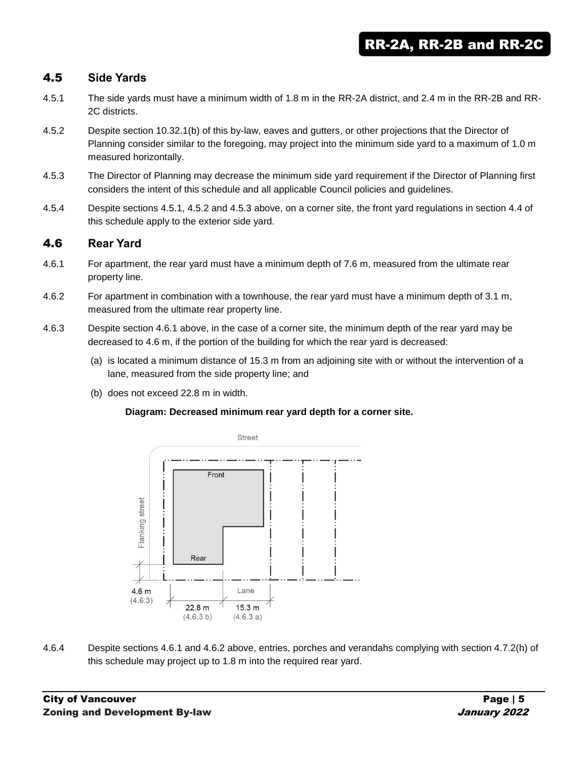## 4.5 Side Yards

4.5.1 The side yards must have a minimum width of 1.8 m in the RR-2A district, and 2.4 m in the RR-2B and RR-2C districts.

4.5.2 Despite section 10.32.1(b) of this by-law, eaves and gutters, or other projections that the Director of Planning consider similar to the foregoing, may project into the minimum side yard to a maximum of 1.0 m measured horizontally.

4.5.3 The Director of Planning may decrease the minimum side yard requirement if the Director of Planning first considers the intent of this schedule and all applicable Council policies and guidelines.

4.5.4 Despite sections 4.5.1, 4.5.2 and 4.5.3 above, on a corner site, the front yard regulations in section 4.4 of this schedule apply to the exterior side yard.

## 4.6 Rear Yard

4.6.1 For apartment, the rear yard must have a minimum depth of 7.6 m, measured from the ultimate rear property line.

4.6.2 For apartment in combination with a townhouse, the rear yard must have a minimum depth of 3.1 m, measured from the ultimate rear property line.

4.6.3 Despite section 4.6.1 above, in the case of a corner site, the minimum depth of the rear yard may be decreased to 4.6 m, if the portion of the building for which the rear yard is decreased:

(a) is located a minimum distance of 15.3 m from an adjoining site with or without the intervention of a lane, measured from the side property line; and

(b) does not exceed 22.8 m in width.

**Diagram: Decreased minimum rear yard depth for a corner site.**

4.6.4 Despite sections 4.6.1 and 4.6.2 above, entries, porches and verandahs complying with section 4.7.2(h) of this schedule may project up to 1.8 m into the required rear yard.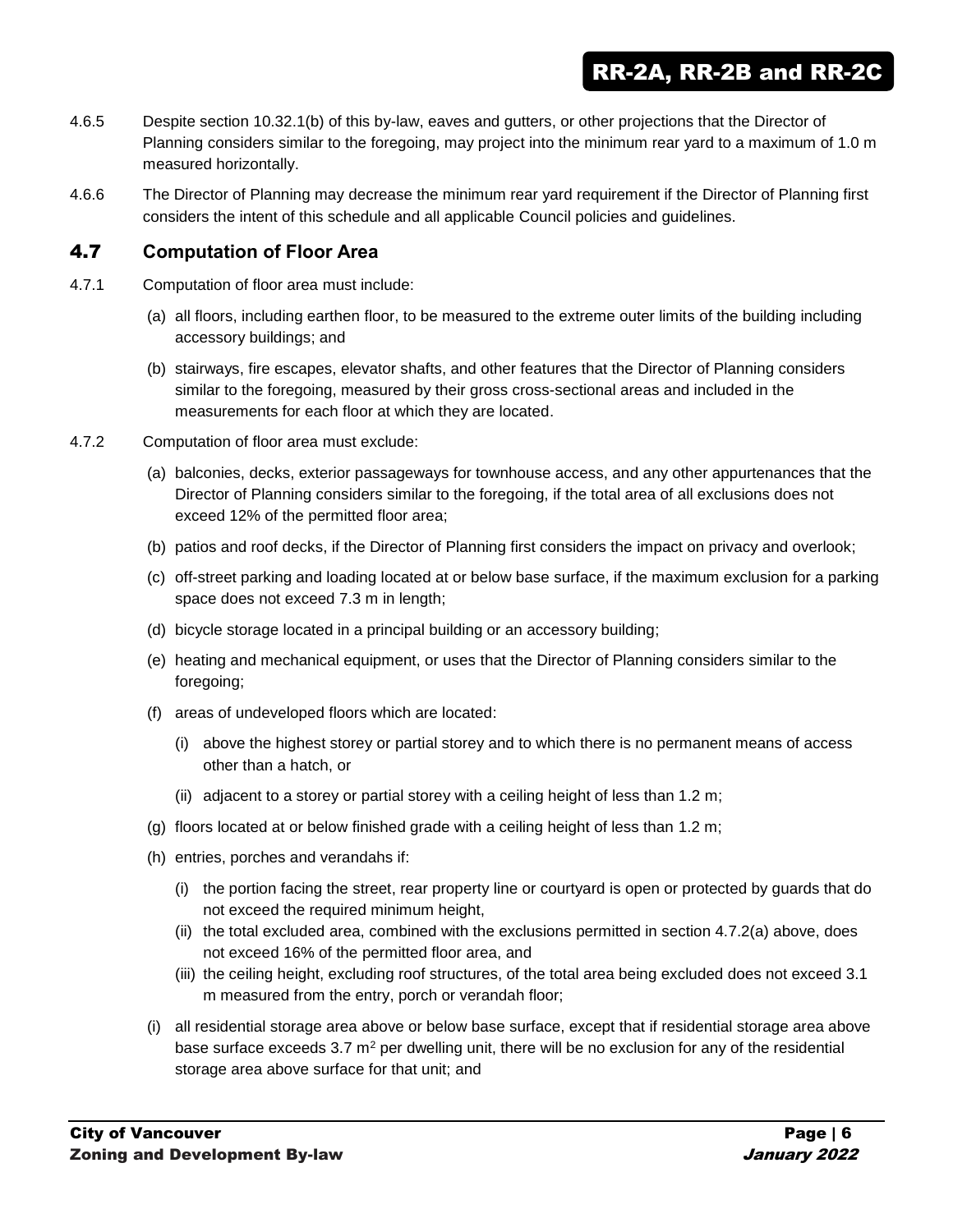4.6.5 Despite section 10.32.1(b) of this by-law, eaves and gutters, or other projections that the Director of Planning considers similar to the foregoing, may project into the minimum rear yard to a maximum of 1.0 m measured horizontally.

4.6.6 The Director of Planning may decrease the minimum rear yard requirement if the Director of Planning first considers the intent of this schedule and all applicable Council policies and guidelines.

## 4.7 Computation of Floor Area

4.7.1 Computation of floor area must include:

(a) all floors, including earthen floor, to be measured to the extreme outer limits of the building including accessory buildings; and

(b) stairways, fire escapes, elevator shafts, and other features that the Director of Planning considers similar to the foregoing, measured by their gross cross-sectional areas and included in the measurements for each floor at which they are located.

4.7.2 Computation of floor area must exclude:

(a) balconies, decks, exterior passageways for townhouse access, and any other appurtenances that the Director of Planning considers similar to the foregoing, if the total area of all exclusions does not exceed 12% of the permitted floor area;

(b) patios and roof decks, if the Director of Planning first considers the impact on privacy and overlook;

(c) off-street parking and loading located at or below base surface, if the maximum exclusion for a parking space does not exceed 7.3 m in length;

(d) bicycle storage located in a principal building or an accessory building;

(e) heating and mechanical equipment, or uses that the Director of Planning considers similar to the foregoing;

(f) areas of undeveloped floors which are located:

(i) above the highest storey or partial storey and to which there is no permanent means of access other than a hatch, or

(ii) adjacent to a storey or partial storey with a ceiling height of less than 1.2 m;

(g) floors located at or below finished grade with a ceiling height of less than 1.2 m;

(h) entries, porches and verandahs if:

(i) the portion facing the street, rear property line or courtyard is open or protected by guards that do not exceed the required minimum height,
(ii) the total excluded area, combined with the exclusions permitted in section 4.7.2(a) above, does not exceed 16% of the permitted floor area, and
(iii) the ceiling height, excluding roof structures, of the total area being excluded does not exceed 3.1 m measured from the entry, porch or verandah floor;

(i) all residential storage area above or below base surface, except that if residential storage area above base surface exceeds 3.7 $m^2$ per dwelling unit, there will be no exclusion for any of the residential storage area above surface for that unit; and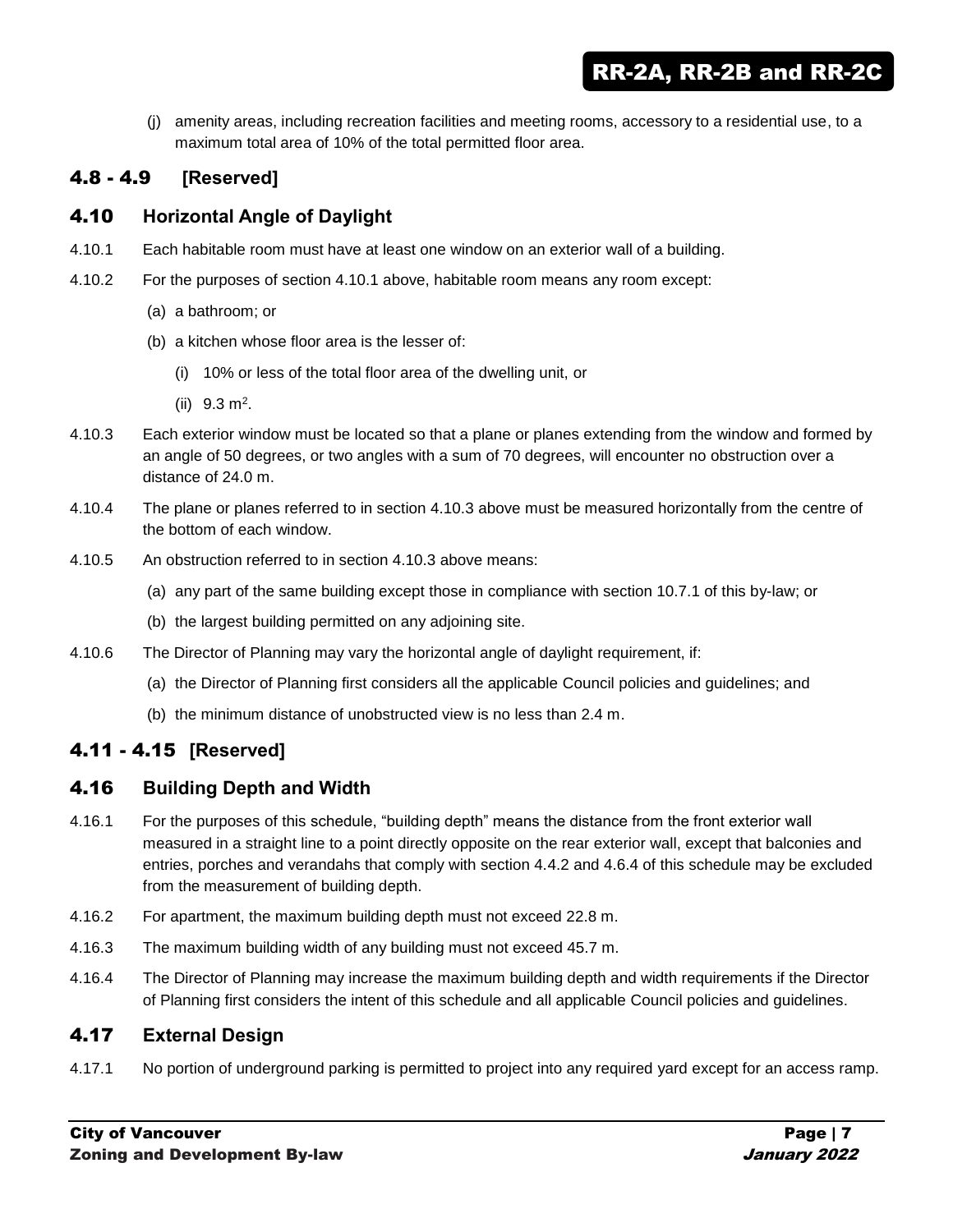(j) amenity areas, including recreation facilities and meeting rooms, accessory to a residential use, to a maximum total area of 10% of the total permitted floor area.

## 4.8 - 4.9 [Reserved]

## 4.10 Horizontal Angle of Daylight

4.10.1 Each habitable room must have at least one window on an exterior wall of a building.

4.10.2 For the purposes of section 4.10.1 above, habitable room means any room except:

(a) a bathroom; or

(b) a kitchen whose floor area is the lesser of:

(i) 10% or less of the total floor area of the dwelling unit, or

(ii) 9.3 $m^2$.

4.10.3 Each exterior window must be located so that a plane or planes extending from the window and formed by an angle of 50 degrees, or two angles with a sum of 70 degrees, will encounter no obstruction over a distance of 24.0 m.

4.10.4 The plane or planes referred to in section 4.10.3 above must be measured horizontally from the centre of the bottom of each window.

4.10.5 An obstruction referred to in section 4.10.3 above means:

(a) any part of the same building except those in compliance with section 10.7.1 of this by-law; or

(b) the largest building permitted on any adjoining site.

4.10.6 The Director of Planning may vary the horizontal angle of daylight requirement, if:

(a) the Director of Planning first considers all the applicable Council policies and guidelines; and

(b) the minimum distance of unobstructed view is no less than 2.4 m.

## 4.11 - 4.15 [Reserved]

## 4.16 Building Depth and Width

4.16.1 For the purposes of this schedule, "building depth" means the distance from the front exterior wall measured in a straight line to a point directly opposite on the rear exterior wall, except that balconies and entries, porches and verandahs that comply with section 4.4.2 and 4.6.4 of this schedule may be excluded from the measurement of building depth.

4.16.2 For apartment, the maximum building depth must not exceed 22.8 m.

4.16.3 The maximum building width of any building must not exceed 45.7 m.

4.16.4 The Director of Planning may increase the maximum building depth and width requirements if the Director of Planning first considers the intent of this schedule and all applicable Council policies and guidelines.

## 4.17 External Design

4.17.1 No portion of underground parking is permitted to project into any required yard except for an access ramp.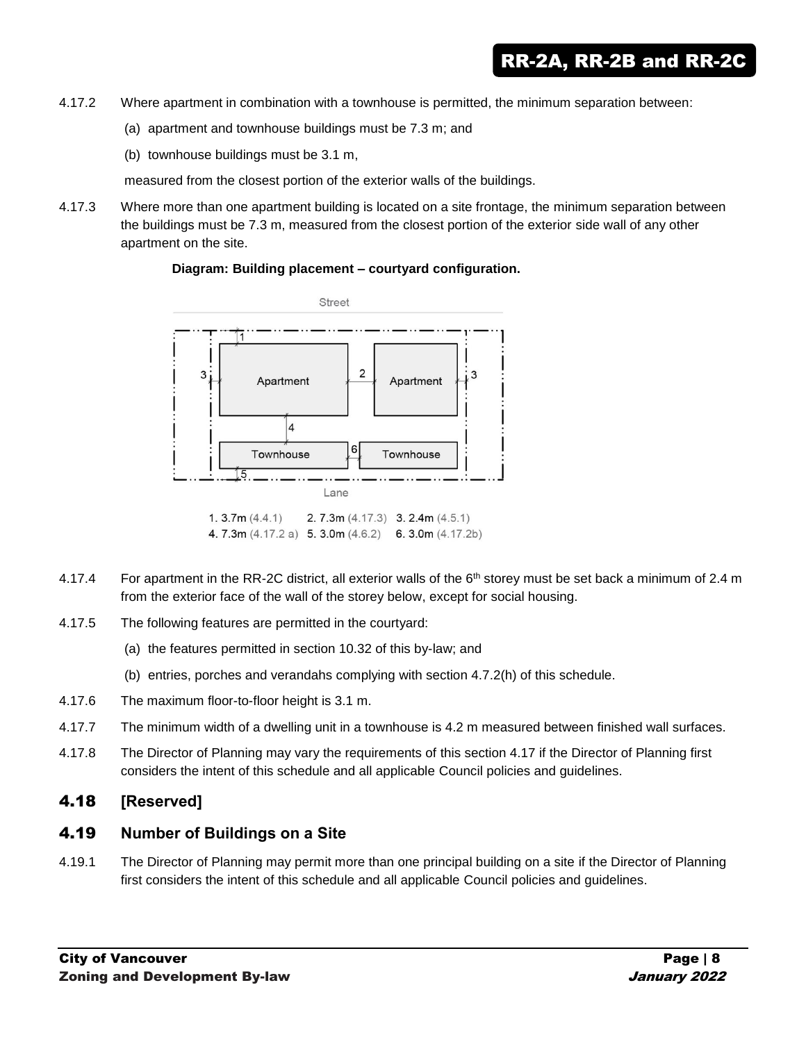4.17.2 Where apartment in combination with a townhouse is permitted, the minimum separation between:

(a) apartment and townhouse buildings must be 7.3 m; and

(b) townhouse buildings must be 3.1 m,

measured from the closest portion of the exterior walls of the buildings.

4.17.3 Where more than one apartment building is located on a site frontage, the minimum separation between the buildings must be 7.3 m, measured from the closest portion of the exterior side wall of any other apartment on the site.

**Diagram: Building placement – courtyard configuration.**

Street

Apartment

Apartment

Townhouse

Townhouse

Lane

1. 3.7m (4.4.1) 2. 7.3m (4.17.3) 3. 2.4m (4.5.1)
4. 7.3m (4.17.2 a) 5. 3.0m (4.6.2) 6. 3.0m (4.17.2b)

4.17.4 For apartment in the RR-2C district, all exterior walls of the 6th storey must be set back a minimum of 2.4 m from the exterior face of the wall of the storey below, except for social housing.

4.17.5 The following features are permitted in the courtyard:

(a) the features permitted in section 10.32 of this by-law; and

(b) entries, porches and verandahs complying with section 4.7.2(h) of this schedule.

4.17.6 The maximum floor-to-floor height is 3.1 m.

4.17.7 The minimum width of a dwelling unit in a townhouse is 4.2 m measured between finished wall surfaces.

4.17.8 The Director of Planning may vary the requirements of this section 4.17 if the Director of Planning first considers the intent of this schedule and all applicable Council policies and guidelines.

## 4.18 [Reserved]

## 4.19 Number of Buildings on a Site

4.19.1 The Director of Planning may permit more than one principal building on a site if the Director of Planning first considers the intent of this schedule and all applicable Council policies and guidelines.